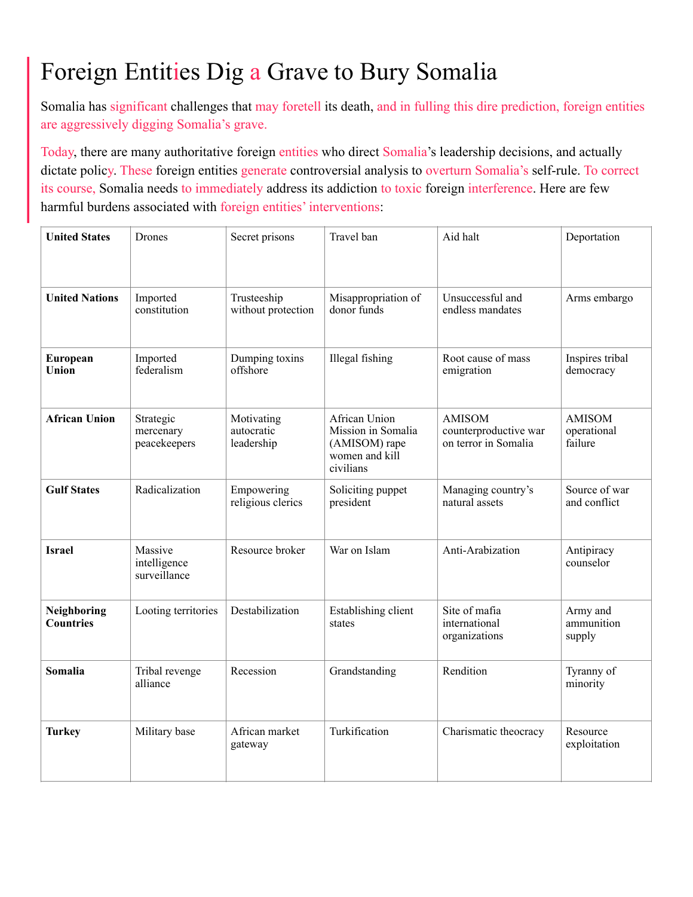# Foreign Entities Dig a Grave to Bury Somalia

Somalia has significant challenges that may foretell its death, and in fulling this dire prediction, foreign entities are aggressively digging Somalia's grave.

Today, there are many authoritative foreign entities who direct Somalia's leadership decisions, and actually dictate policy. These foreign entities generate controversial analysis to overturn Somalia's self-rule. To correct its course, Somalia needs to immediately address its addiction to toxic foreign interference. Here are few harmful burdens associated with foreign entities' interventions:

| **United States** | Drones | Secret prisons | Travel ban | Aid halt | Deportation |
|---|---|---|---|---|---|
| **United Nations** | Imported constitution | Trusteeship without protection | Misappropriation of donor funds | Unsuccessful and endless mandates | Arms embargo |
| **European Union** | Imported federalism | Dumping toxins offshore | Illegal fishing | Root cause of mass emigration | Inspires tribal democracy |
| **African Union** | Strategic mercenary peacekeepers | Motivating autocratic leadership | African Union Mission in Somalia (AMISOM) rape women and kill civilians | AMISOM counterproductive war on terror in Somalia | AMISOM operational failure |
| **Gulf States** | Radicalization | Empowering religious clerics | Soliciting puppet president | Managing country's natural assets | Source of war and conflict |
| **Israel** | Massive intelligence surveillance | Resource broker | War on Islam | Anti-Arabization | Antipiracy counselor |
| **Neighboring Countries** | Looting territories | Destabilization | Establishing client states | Site of mafia international organizations | Army and ammunition supply |
| **Somalia** | Tribal revenge alliance | Recession | Grandstanding | Rendition | Tyranny of minority |
| **Turkey** | Military base | African market gateway | Turkification | Charismatic theocracy | Resource exploitation |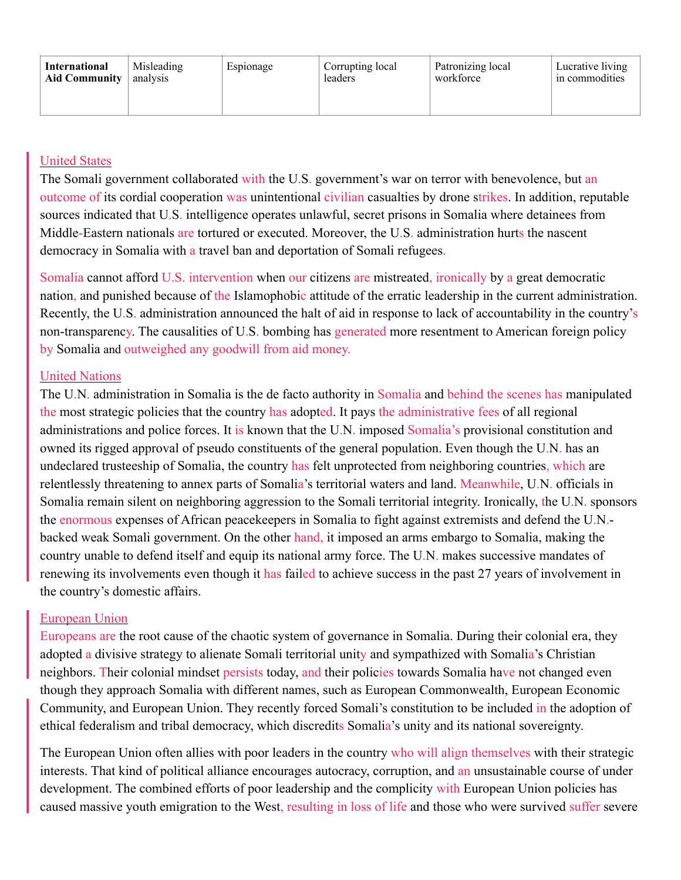| **International Aid Community** | Misleading analysis | Espionage | Corrupting local leaders | Patronizing local workforce | Lucrative living in commodities |
|---|---|---|---|---|---|

United States

The Somali government collaborated with the U.S. government's war on terror with benevolence, but an outcome of its cordial cooperation was unintentional civilian casualties by drone strikes. In addition, reputable sources indicated that U.S. intelligence operates unlawful, secret prisons in Somalia where detainees from Middle-Eastern nationals are tortured or executed. Moreover, the U.S. administration hurts the nascent democracy in Somalia with a travel ban and deportation of Somali refugees.

Somalia cannot afford U.S. intervention when our citizens are mistreated, ironically by a great democratic nation, and punished because of the Islamophobic attitude of the erratic leadership in the current administration. Recently, the U.S. administration announced the halt of aid in response to lack of accountability in the country's non-transparency. The causalities of U.S. bombing has generated more resentment to American foreign policy by Somalia and outweighed any goodwill from aid money.

United Nations

The U.N. administration in Somalia is the de facto authority in Somalia and behind the scenes has manipulated the most strategic policies that the country has adopted. It pays the administrative fees of all regional administrations and police forces. It is known that the U.N. imposed Somalia's provisional constitution and owned its rigged approval of pseudo constituents of the general population. Even though the U.N. has an undeclared trusteeship of Somalia, the country has felt unprotected from neighboring countries, which are relentlessly threatening to annex parts of Somalia's territorial waters and land. Meanwhile, U.N. officials in Somalia remain silent on neighboring aggression to the Somali territorial integrity. Ironically, the U.N. sponsors the enormous expenses of African peacekeepers in Somalia to fight against extremists and defend the U.N.-backed weak Somali government. On the other hand, it imposed an arms embargo to Somalia, making the country unable to defend itself and equip its national army force. The U.N. makes successive mandates of renewing its involvements even though it has failed to achieve success in the past 27 years of involvement in the country's domestic affairs.

European Union

Europeans are the root cause of the chaotic system of governance in Somalia. During their colonial era, they adopted a divisive strategy to alienate Somali territorial unity and sympathized with Somalia's Christian neighbors. Their colonial mindset persists today, and their policies towards Somalia have not changed even though they approach Somalia with different names, such as European Commonwealth, European Economic Community, and European Union. They recently forced Somali's constitution to be included in the adoption of ethical federalism and tribal democracy, which discredits Somalia's unity and its national sovereignty.

The European Union often allies with poor leaders in the country who will align themselves with their strategic interests. That kind of political alliance encourages autocracy, corruption, and an unsustainable course of under development. The combined efforts of poor leadership and the complicity with European Union policies has caused massive youth emigration to the West, resulting in loss of life and those who were survived suffer severe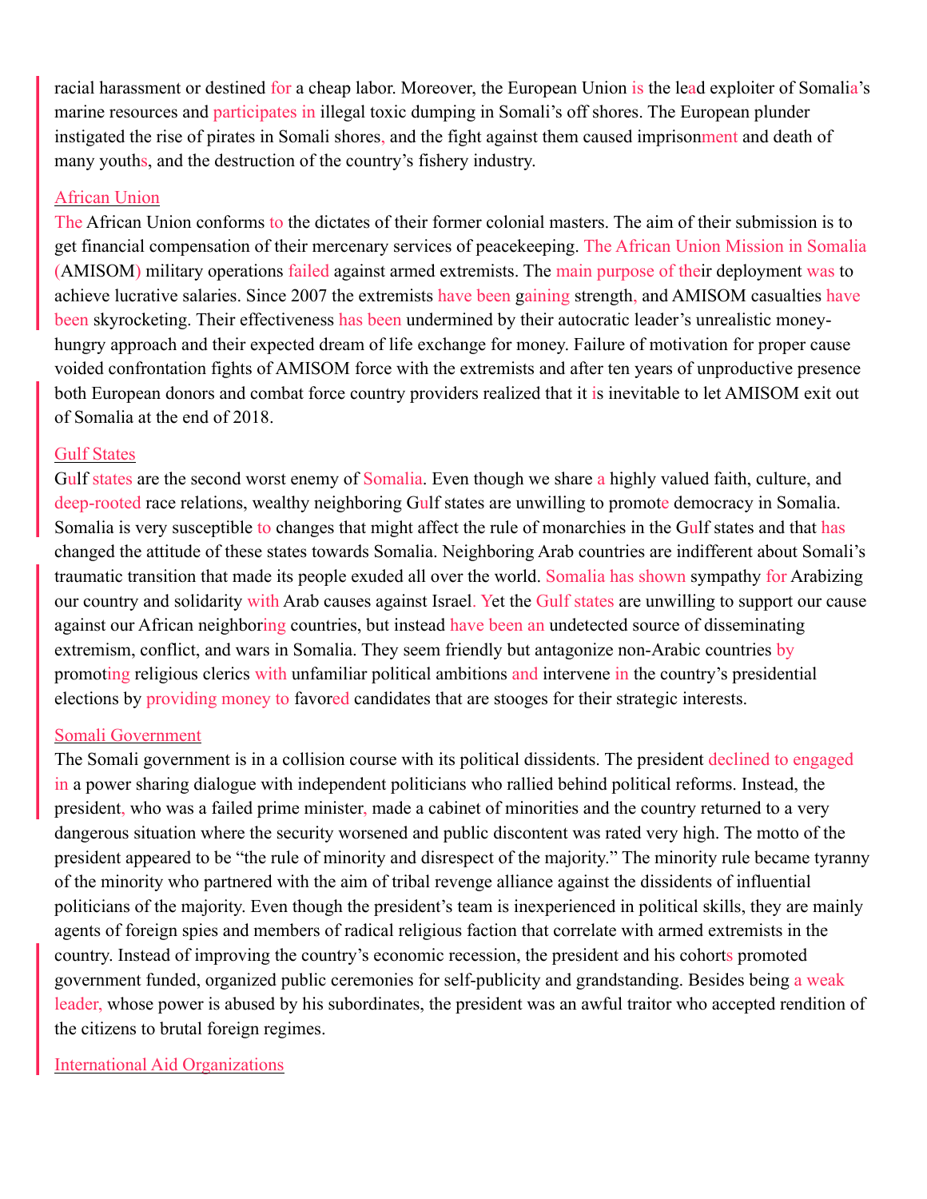racial harassment or destined for a cheap labor. Moreover, the European Union is the lead exploiter of Somalia's marine resources and participates in illegal toxic dumping in Somali's off shores. The European plunder instigated the rise of pirates in Somali shores, and the fight against them caused imprisonment and death of many youths, and the destruction of the country's fishery industry.

## African Union

The African Union conforms to the dictates of their former colonial masters. The aim of their submission is to get financial compensation of their mercenary services of peacekeeping. The African Union Mission in Somalia (AMISOM) military operations failed against armed extremists. The main purpose of their deployment was to achieve lucrative salaries. Since 2007 the extremists have been gaining strength, and AMISOM casualties have been skyrocketing. Their effectiveness has been undermined by their autocratic leader's unrealistic money-hungry approach and their expected dream of life exchange for money. Failure of motivation for proper cause voided confrontation fights of AMISOM force with the extremists and after ten years of unproductive presence both European donors and combat force country providers realized that it is inevitable to let AMISOM exit out of Somalia at the end of 2018.

## Gulf States

Gulf states are the second worst enemy of Somalia. Even though we share a highly valued faith, culture, and deep-rooted race relations, wealthy neighboring Gulf states are unwilling to promote democracy in Somalia. Somalia is very susceptible to changes that might affect the rule of monarchies in the Gulf states and that has changed the attitude of these states towards Somalia. Neighboring Arab countries are indifferent about Somali's traumatic transition that made its people exuded all over the world. Somalia has shown sympathy for Arabizing our country and solidarity with Arab causes against Israel. Yet the Gulf states are unwilling to support our cause against our African neighboring countries, but instead have been an undetected source of disseminating extremism, conflict, and wars in Somalia. They seem friendly but antagonize non-Arabic countries by promoting religious clerics with unfamiliar political ambitions and intervene in the country's presidential elections by providing money to favored candidates that are stooges for their strategic interests.

## Somali Government

The Somali government is in a collision course with its political dissidents. The president declined to engaged in a power sharing dialogue with independent politicians who rallied behind political reforms. Instead, the president, who was a failed prime minister, made a cabinet of minorities and the country returned to a very dangerous situation where the security worsened and public discontent was rated very high. The motto of the president appeared to be "the rule of minority and disrespect of the majority." The minority rule became tyranny of the minority who partnered with the aim of tribal revenge alliance against the dissidents of influential politicians of the majority. Even though the president's team is inexperienced in political skills, they are mainly agents of foreign spies and members of radical religious faction that correlate with armed extremists in the country. Instead of improving the country's economic recession, the president and his cohorts promoted government funded, organized public ceremonies for self-publicity and grandstanding. Besides being a weak leader, whose power is abused by his subordinates, the president was an awful traitor who accepted rendition of the citizens to brutal foreign regimes.

## International Aid Organizations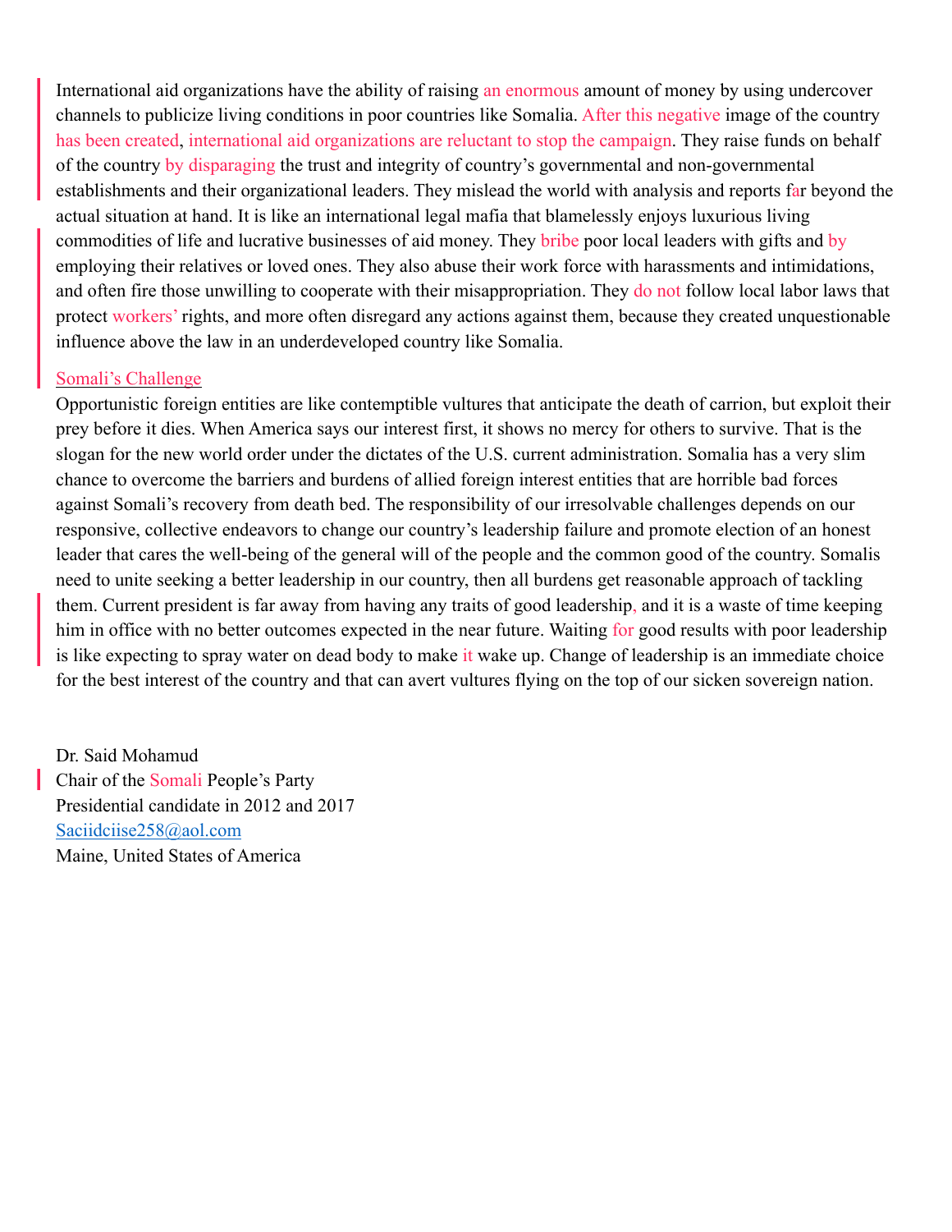International aid organizations have the ability of raising an enormous amount of money by using undercover channels to publicize living conditions in poor countries like Somalia. After this negative image of the country has been created, international aid organizations are reluctant to stop the campaign. They raise funds on behalf of the country by disparaging the trust and integrity of country's governmental and non-governmental establishments and their organizational leaders. They mislead the world with analysis and reports far beyond the actual situation at hand. It is like an international legal mafia that blamelessly enjoys luxurious living commodities of life and lucrative businesses of aid money. They bribe poor local leaders with gifts and by employing their relatives or loved ones. They also abuse their work force with harassments and intimidations, and often fire those unwilling to cooperate with their misappropriation. They do not follow local labor laws that protect workers' rights, and more often disregard any actions against them, because they created unquestionable influence above the law in an underdeveloped country like Somalia.

## Somali's Challenge

Opportunistic foreign entities are like contemptible vultures that anticipate the death of carrion, but exploit their prey before it dies. When America says our interest first, it shows no mercy for others to survive. That is the slogan for the new world order under the dictates of the U.S. current administration. Somalia has a very slim chance to overcome the barriers and burdens of allied foreign interest entities that are horrible bad forces against Somali's recovery from death bed. The responsibility of our irresolvable challenges depends on our responsive, collective endeavors to change our country's leadership failure and promote election of an honest leader that cares the well-being of the general will of the people and the common good of the country. Somalis need to unite seeking a better leadership in our country, then all burdens get reasonable approach of tackling them. Current president is far away from having any traits of good leadership, and it is a waste of time keeping him in office with no better outcomes expected in the near future. Waiting for good results with poor leadership is like expecting to spray water on dead body to make it wake up. Change of leadership is an immediate choice for the best interest of the country and that can avert vultures flying on the top of our sicken sovereign nation.

Dr. Said Mohamud  
Chair of the Somali People's Party  
Presidential candidate in 2012 and 2017  
Saciidciise258@aol.com  
Maine, United States of America